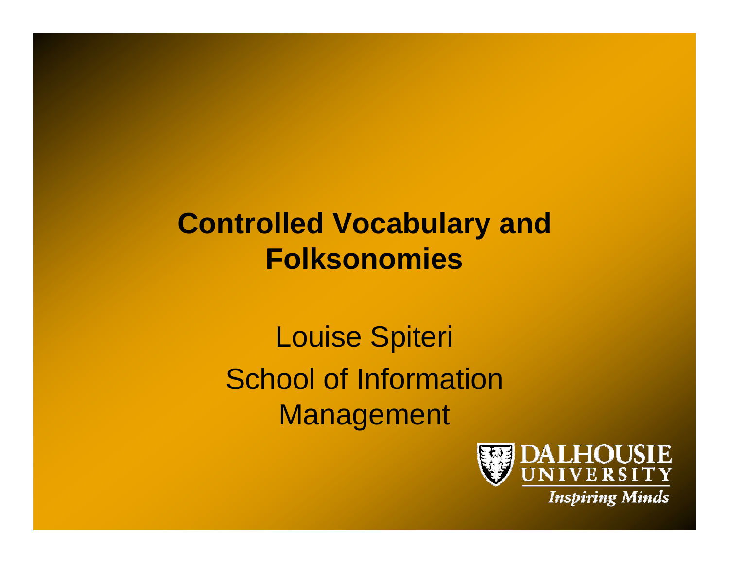# Controlled Vocabulary and Folksonomies

Louise Spiteri
School of Information Management

DALHOUSIE UNIVERSITY
*Inspiring Minds*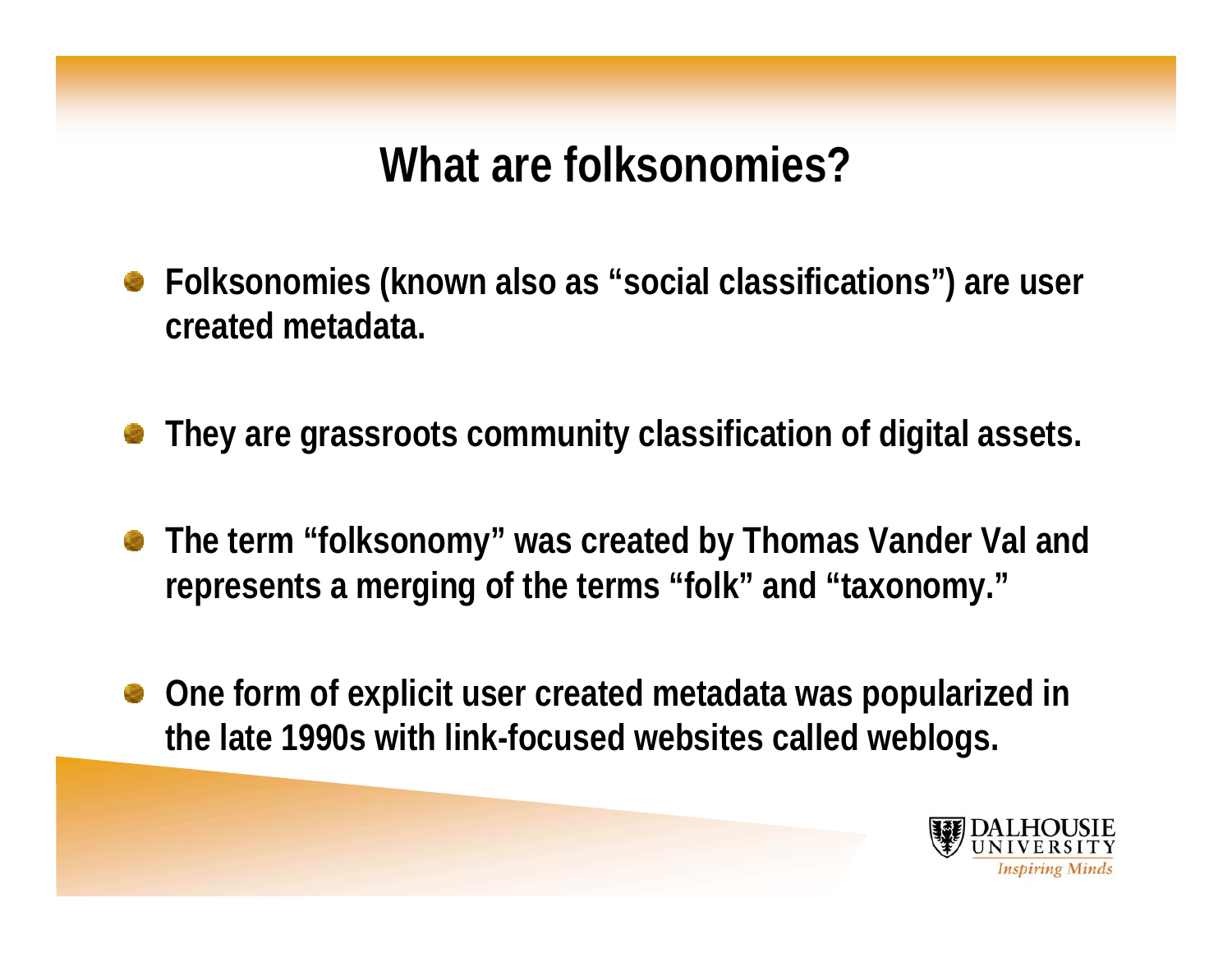# What are folksonomies?

- Folksonomies (known also as "social classifications") are user created metadata.
- They are grassroots community classification of digital assets.
- The term "folksonomy" was created by Thomas Vander Val and represents a merging of the terms "folk" and "taxonomy."
- One form of explicit user created metadata was popularized in the late 1990s with link-focused websites called weblogs.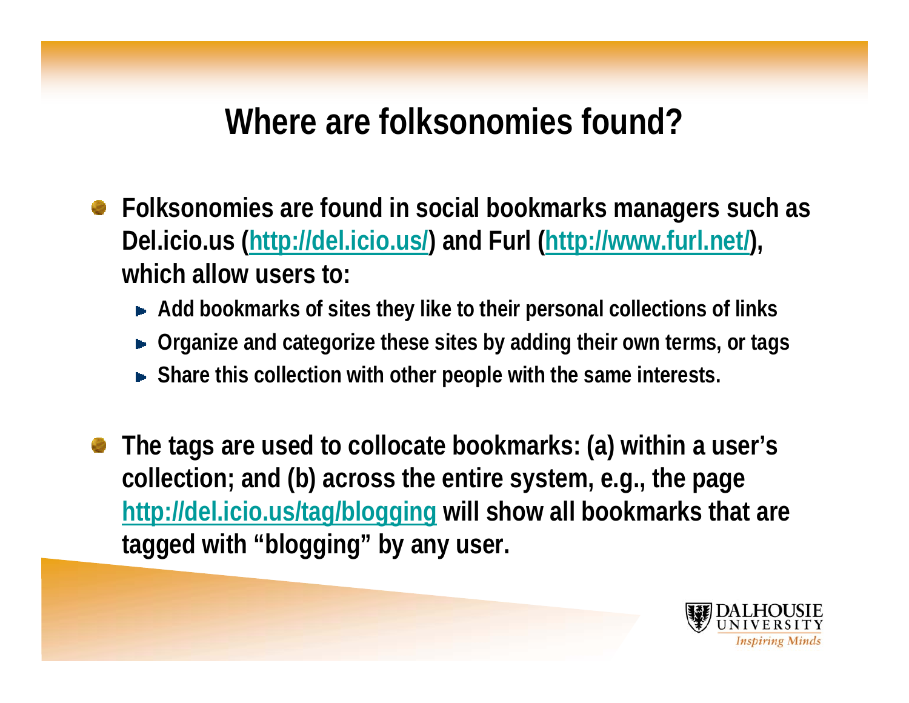# Where are folksonomies found?

- **Folksonomies are found in social bookmarks managers such as Del.icio.us (http://del.icio.us/) and Furl (http://www.furl.net/), which allow users to:**
  - **Add bookmarks of sites they like to their personal collections of links**
  - **Organize and categorize these sites by adding their own terms, or tags**
  - **Share this collection with other people with the same interests.**
- **The tags are used to collocate bookmarks: (a) within a user's collection; and (b) across the entire system, e.g., the page http://del.icio.us/tag/blogging will show all bookmarks that are tagged with "blogging" by any user.**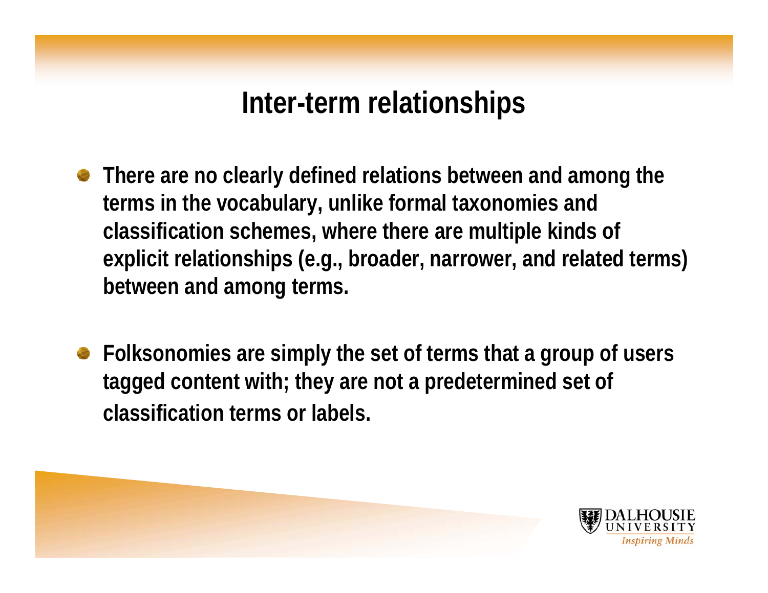# Inter-term relationships

- There are no clearly defined relations between and among the terms in the vocabulary, unlike formal taxonomies and classification schemes, where there are multiple kinds of explicit relationships (e.g., broader, narrower, and related terms) between and among terms.

- Folksonomies are simply the set of terms that a group of users tagged content with; they are not a predetermined set of classification terms or labels.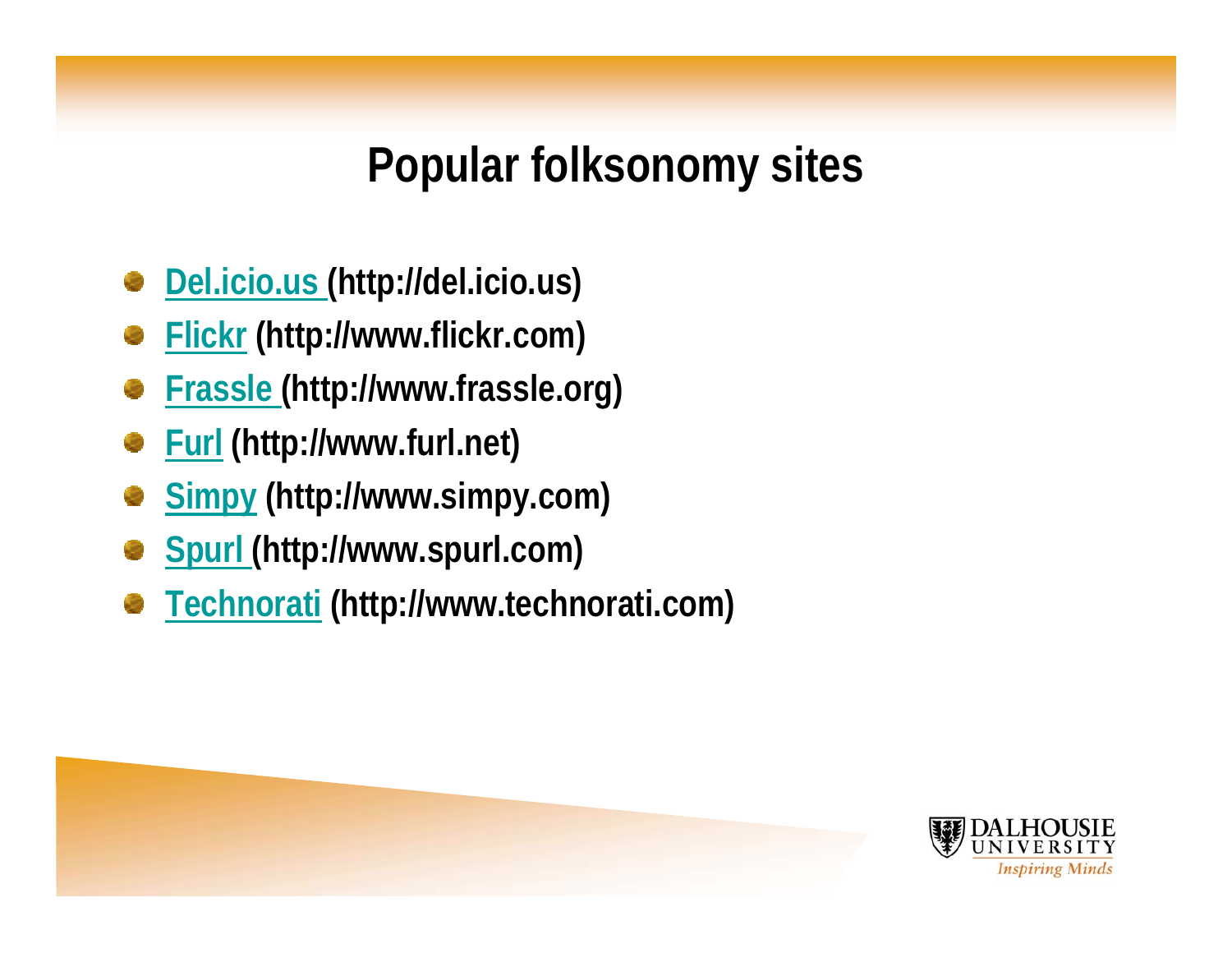# Popular folksonomy sites

- **Del.icio.us (http://del.icio.us)**
- **Flickr (http://www.flickr.com)**
- **Frassle (http://www.frassle.org)**
- **Furl (http://www.furl.net)**
- **Simpy (http://www.simpy.com)**
- **Spurl (http://www.spurl.com)**
- **Technorati (http://www.technorati.com)**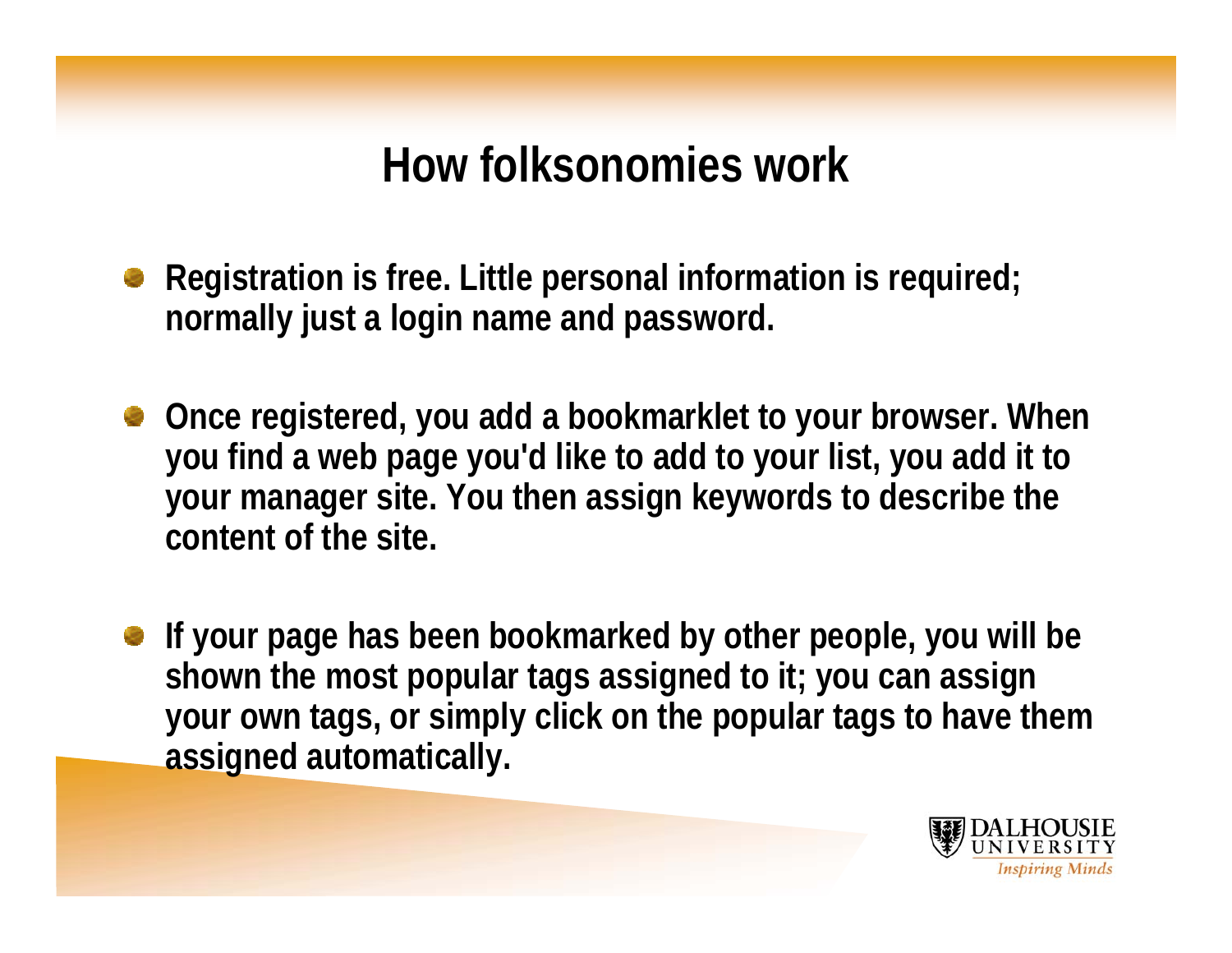# How folksonomies work

- Registration is free. Little personal information is required; normally just a login name and password.
- Once registered, you add a bookmarklet to your browser. When you find a web page you'd like to add to your list, you add it to your manager site. You then assign keywords to describe the content of the site.
- If your page has been bookmarked by other people, you will be shown the most popular tags assigned to it; you can assign your own tags, or simply click on the popular tags to have them assigned automatically.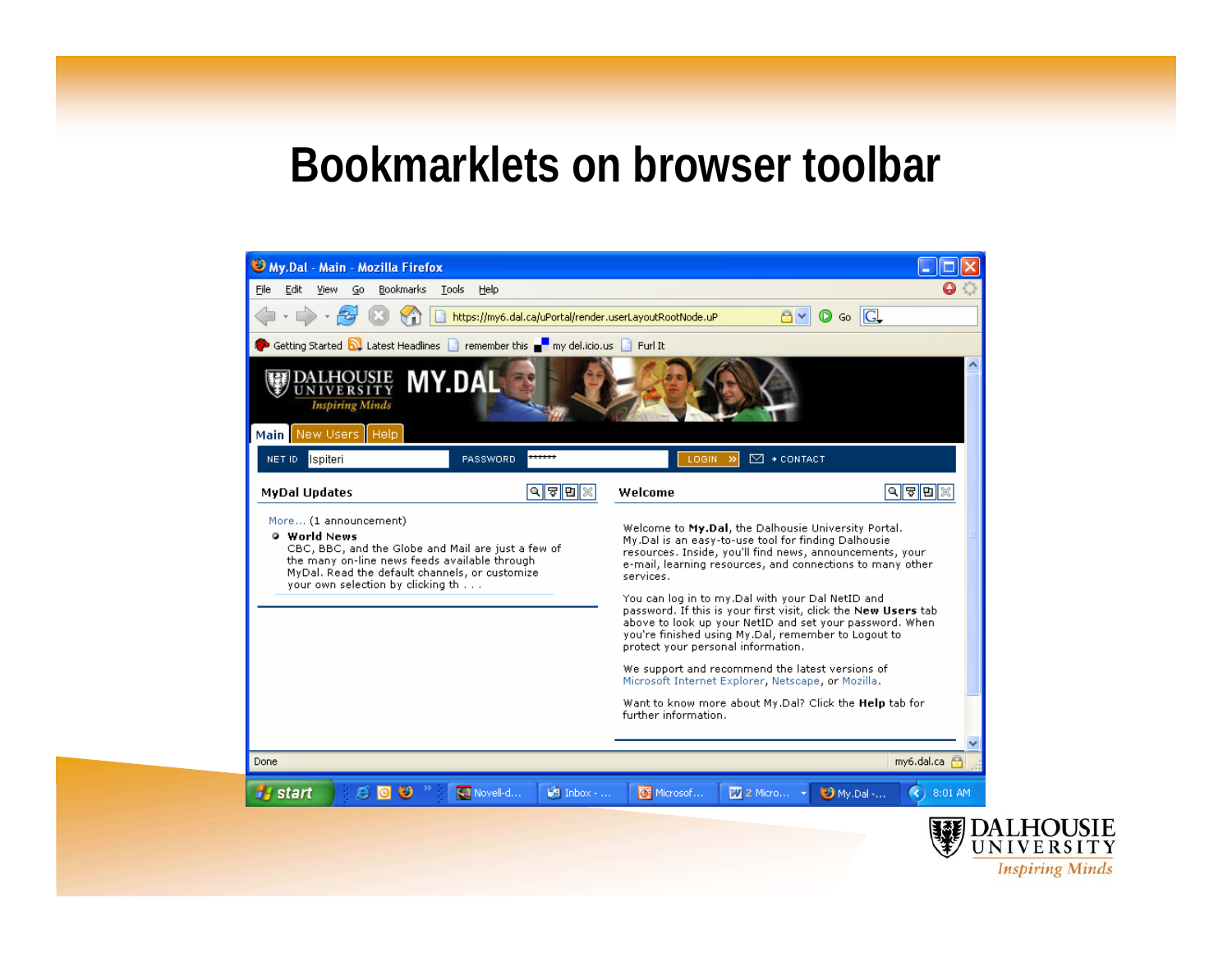# Bookmarklets on browser toolbar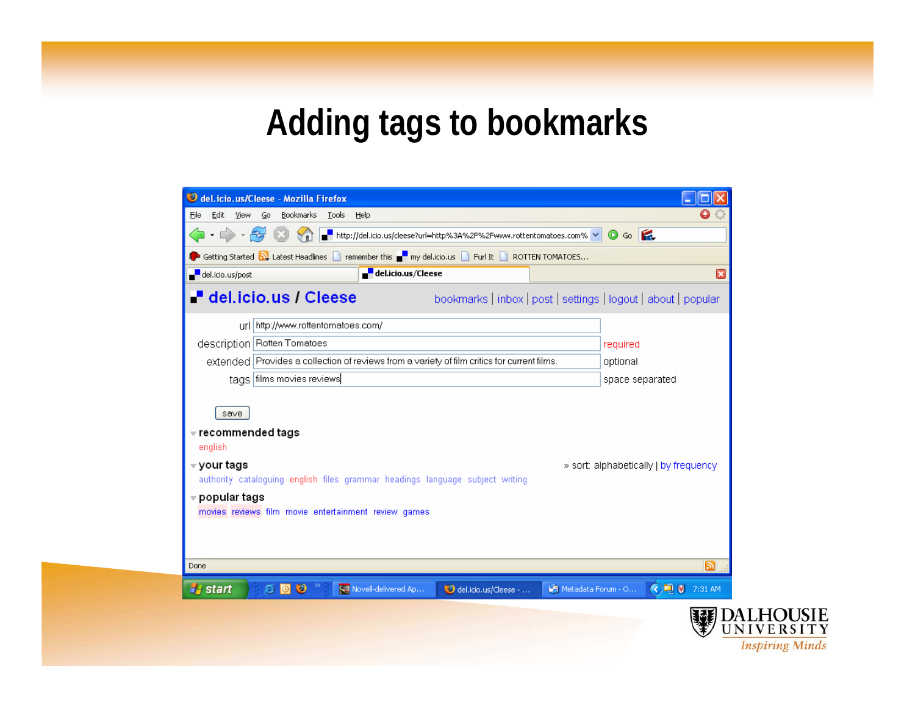# Adding tags to bookmarks

del.icio.us / Cleese

bookmarks | inbox | post | settings | logout | about | popular

url: http://www.rottentomatoes.com/

description: Rotten Tomatoes — required

extended: Provides a collection of reviews from a variety of film critics for current films. — optional

tags: films movies reviews — space separated

save

**recommended tags**

english

**your tags** » sort: alphabetically | by frequency

authority cataloguing english files grammar headings language subject writing

**popular tags**

movies reviews film movie entertainment review games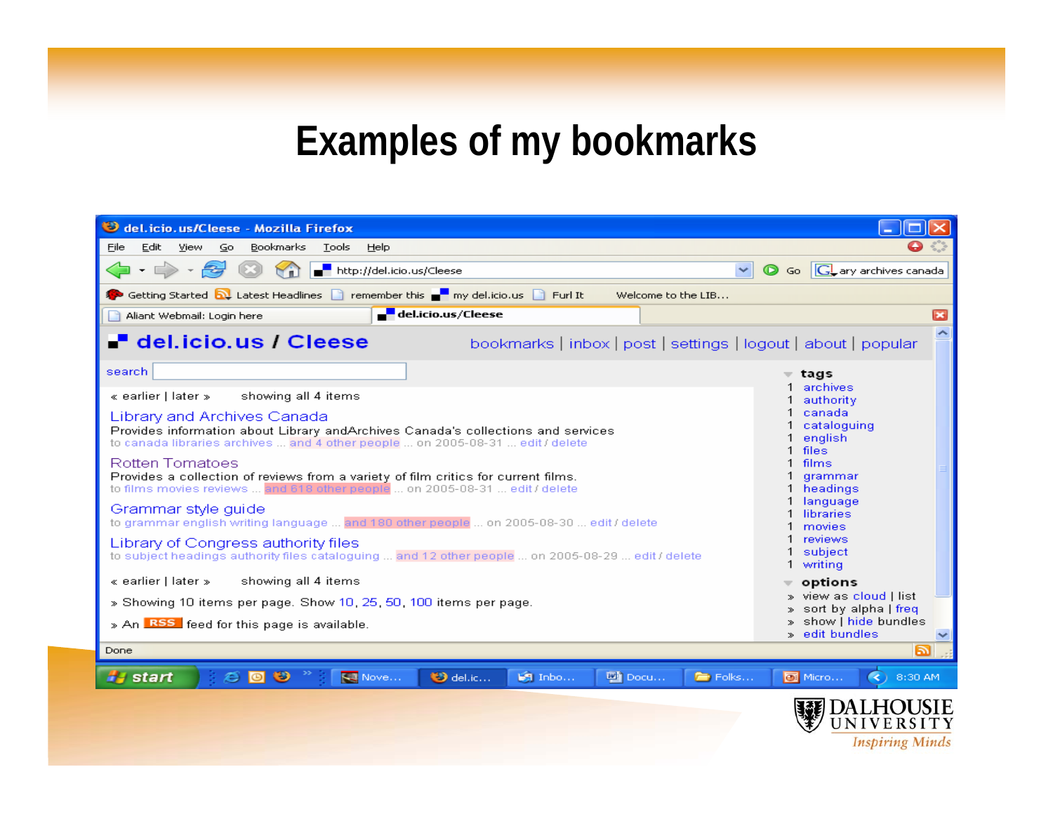# Examples of my bookmarks

**del.icio.us / Cleese**

bookmarks | inbox | post | settings | logout | about | popular

search

« earlier | later » showing all 4 items

Library and Archives Canada
Provides information about Library andArchives Canada's collections and services
to canada libraries archives ... and 4 other people ... on 2005-08-31 ... edit / delete

Rotten Tomatoes
Provides a collection of reviews from a variety of film critics for current films.
to films movies reviews ... and 618 other people ... on 2005-08-31 ... edit / delete

Grammar style guide
to grammar english writing language ... and 180 other people ... on 2005-08-30 ... edit / delete

Library of Congress authority files
to subject headings authority files cataloguing ... and 12 other people ... on 2005-08-29 ... edit / delete

« earlier | later » showing all 4 items

» Showing 10 items per page. Show 10, 25, 50, 100 items per page.

» An RSS feed for this page is available.

**tags**

1 archives
1 authority
1 canada
1 cataloguing
1 english
1 files
1 films
1 grammar
1 headings
1 language
1 libraries
1 movies
1 reviews
1 subject
1 writing

**options**

» view as cloud | list
» sort by alpha | freq
» show | hide bundles
» edit bundles

DALHOUSIE UNIVERSITY *Inspiring Minds*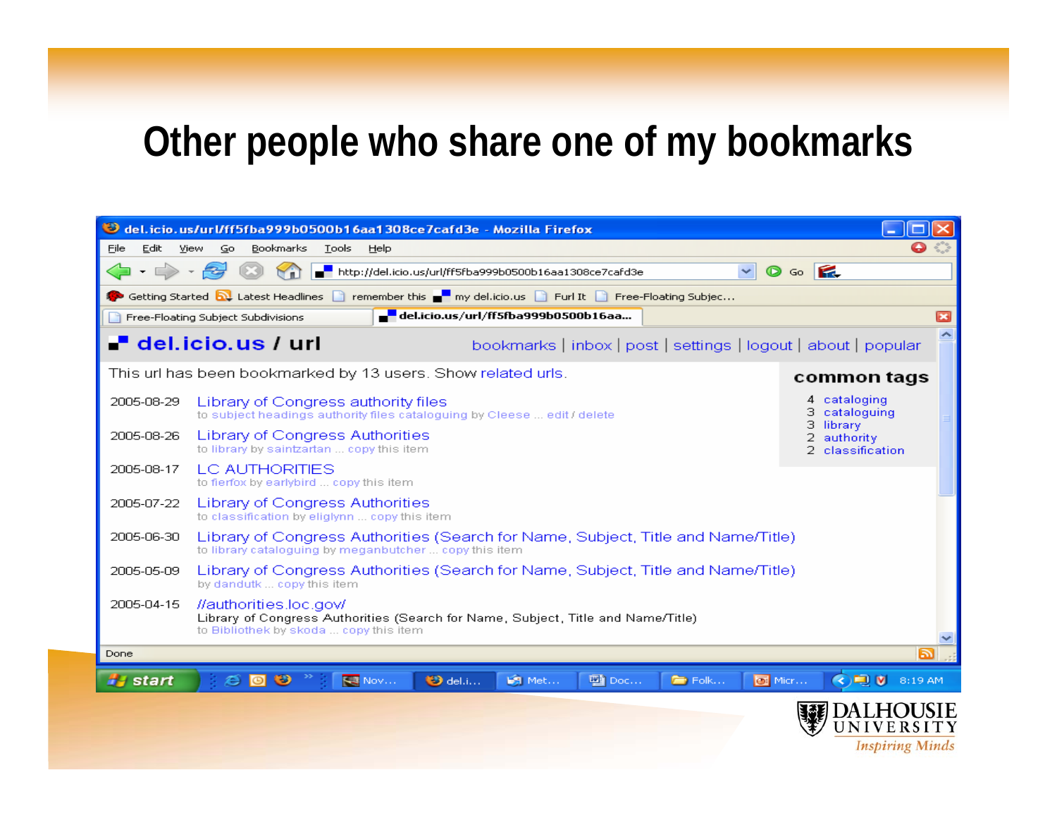# Other people who share one of my bookmarks

del.icio.us/url/ff5fba999b0500b16aa1308ce7cafd3e - Mozilla Firefox

**del.icio.us / url**

bookmarks | inbox | post | settings | logout | about | popular

This url has been bookmarked by 13 users. Show related urls.

2005-08-29 Library of Congress authority files
to subject headings authority files cataloguing by Cleese ... edit / delete

2005-08-26 Library of Congress Authorities
to library by saintzartan ... copy this item

2005-08-17 LC AUTHORITIES
to fierfox by earlybird ... copy this item

2005-07-22 Library of Congress Authorities
to classification by eliglynn ... copy this item

2005-06-30 Library of Congress Authorities (Search for Name, Subject, Title and Name/Title)
to library cataloguing by meganbutcher ... copy this item

2005-05-09 Library of Congress Authorities (Search for Name, Subject, Title and Name/Title)
by dandutk ... copy this item

2005-04-15 //authorities.loc.gov/
Library of Congress Authorities (Search for Name, Subject, Title and Name/Title)
to Bibliothek by skoda ... copy this item

**common tags**

- 4 cataloging
- 3 cataloguing
- 3 library
- 2 authority
- 2 classification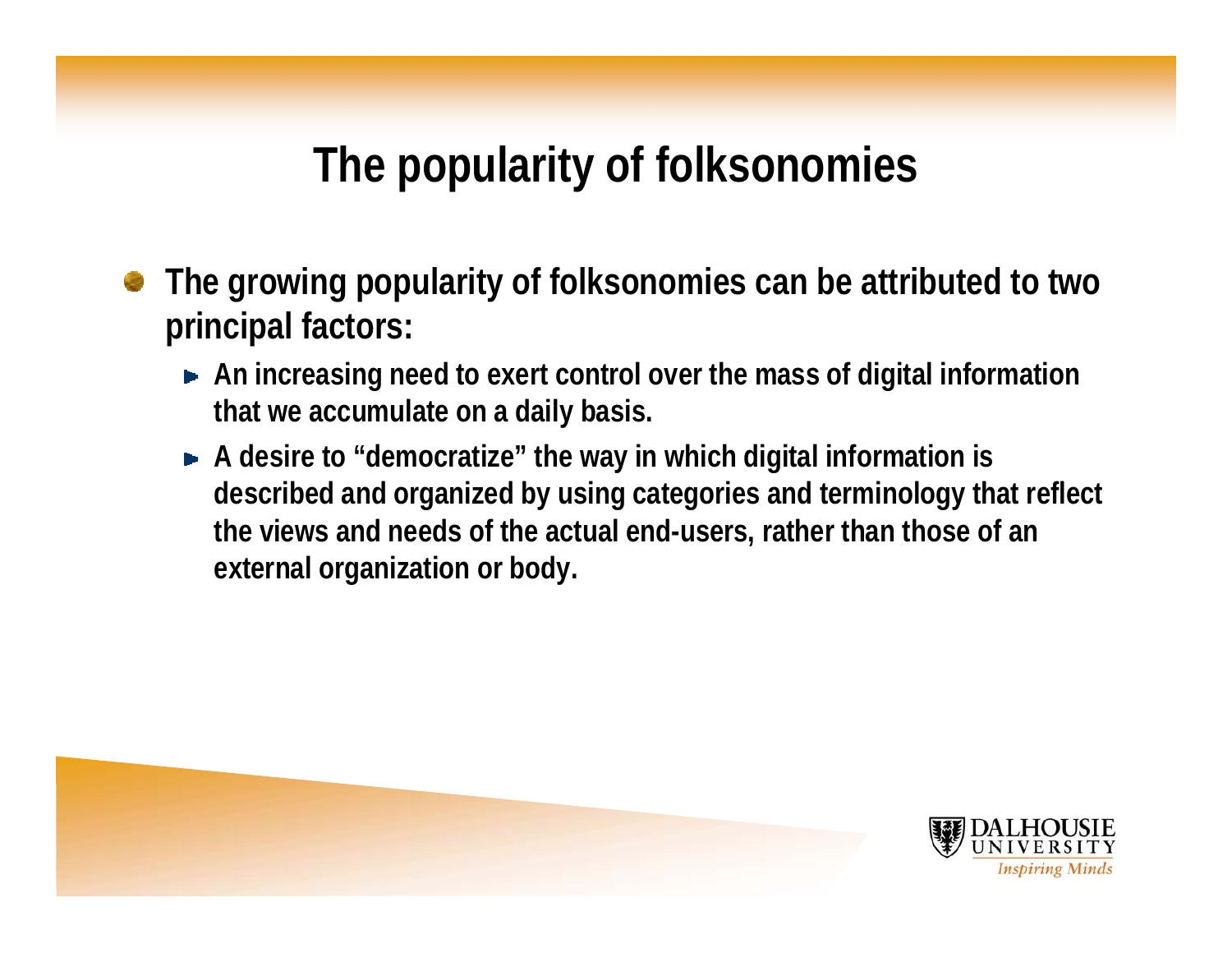# The popularity of folksonomies

- The growing popularity of folksonomies can be attributed to two principal factors:
  - An increasing need to exert control over the mass of digital information that we accumulate on a daily basis.
  - A desire to "democratize" the way in which digital information is described and organized by using categories and terminology that reflect the views and needs of the actual end-users, rather than those of an external organization or body.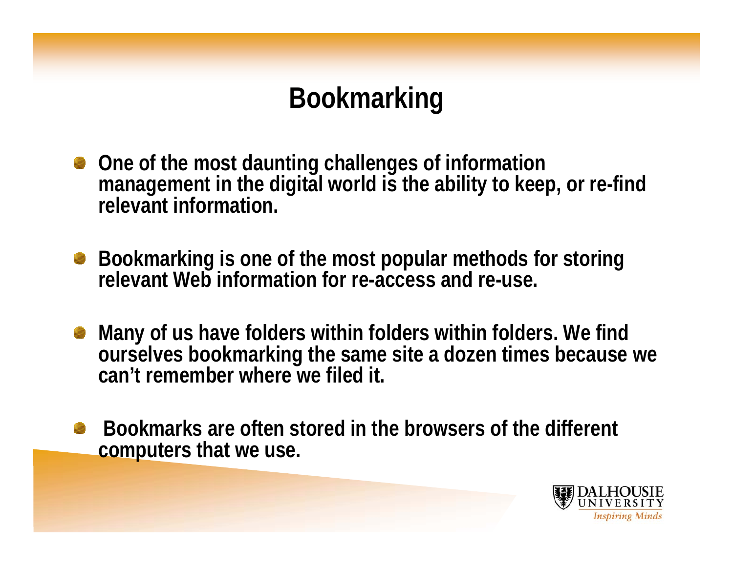# Bookmarking

- One of the most daunting challenges of information management in the digital world is the ability to keep, or re-find relevant information.
- Bookmarking is one of the most popular methods for storing relevant Web information for re-access and re-use.
- Many of us have folders within folders within folders. We find ourselves bookmarking the same site a dozen times because we can't remember where we filed it.
- Bookmarks are often stored in the browsers of the different computers that we use.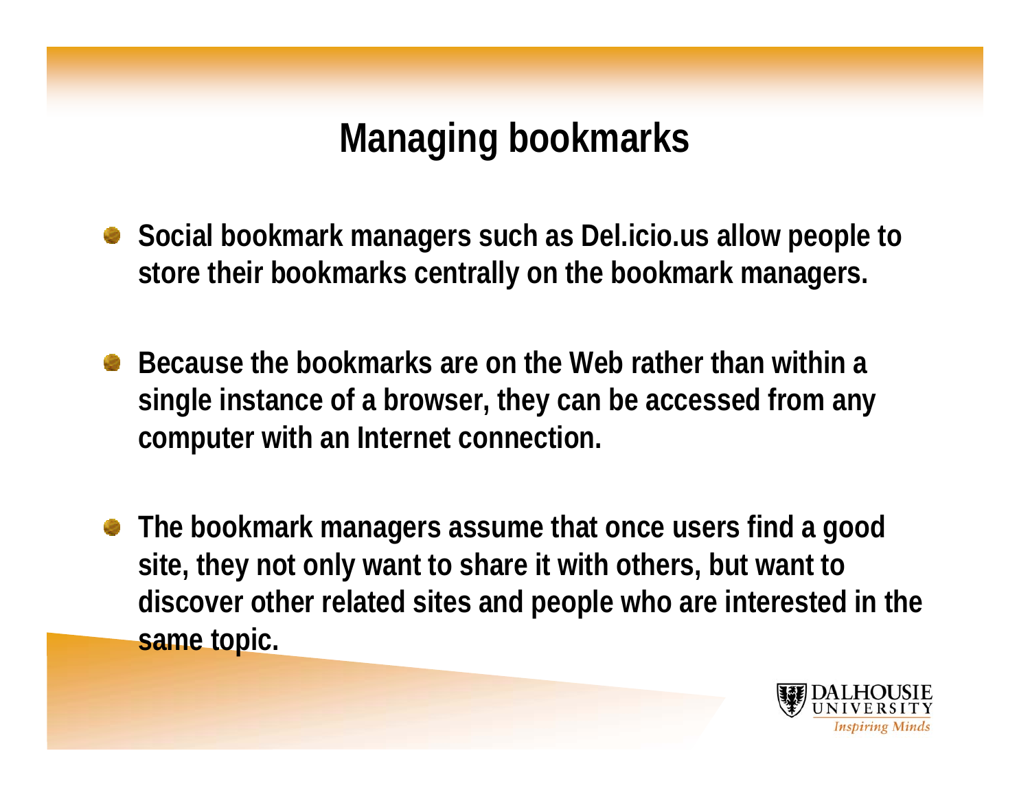# Managing bookmarks

- Social bookmark managers such as Del.icio.us allow people to store their bookmarks centrally on the bookmark managers.

- Because the bookmarks are on the Web rather than within a single instance of a browser, they can be accessed from any computer with an Internet connection.

- The bookmark managers assume that once users find a good site, they not only want to share it with others, but want to discover other related sites and people who are interested in the same topic.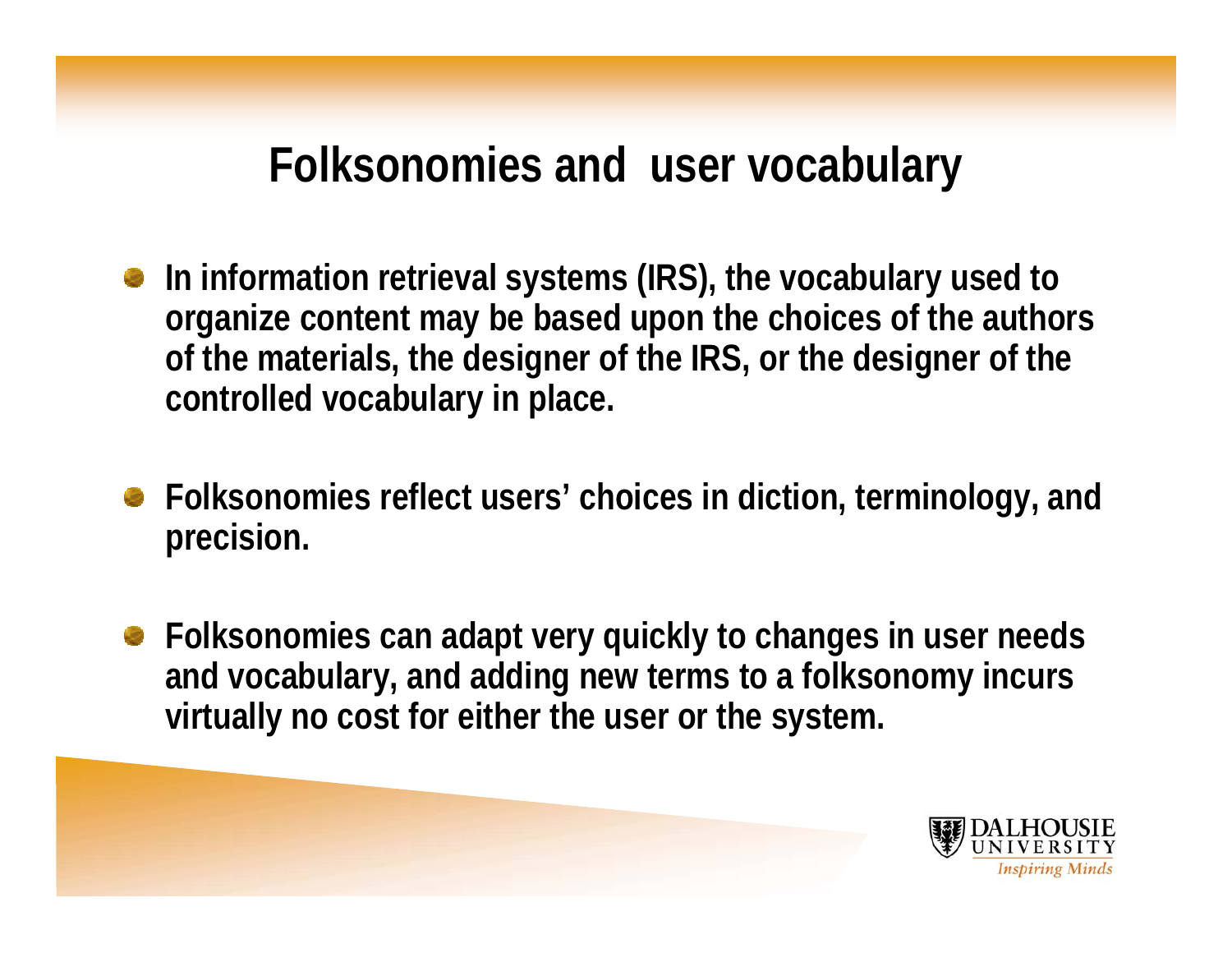# Folksonomies and user vocabulary

- In information retrieval systems (IRS), the vocabulary used to organize content may be based upon the choices of the authors of the materials, the designer of the IRS, or the designer of the controlled vocabulary in place.
- Folksonomies reflect users' choices in diction, terminology, and precision.
- Folksonomies can adapt very quickly to changes in user needs and vocabulary, and adding new terms to a folksonomy incurs virtually no cost for either the user or the system.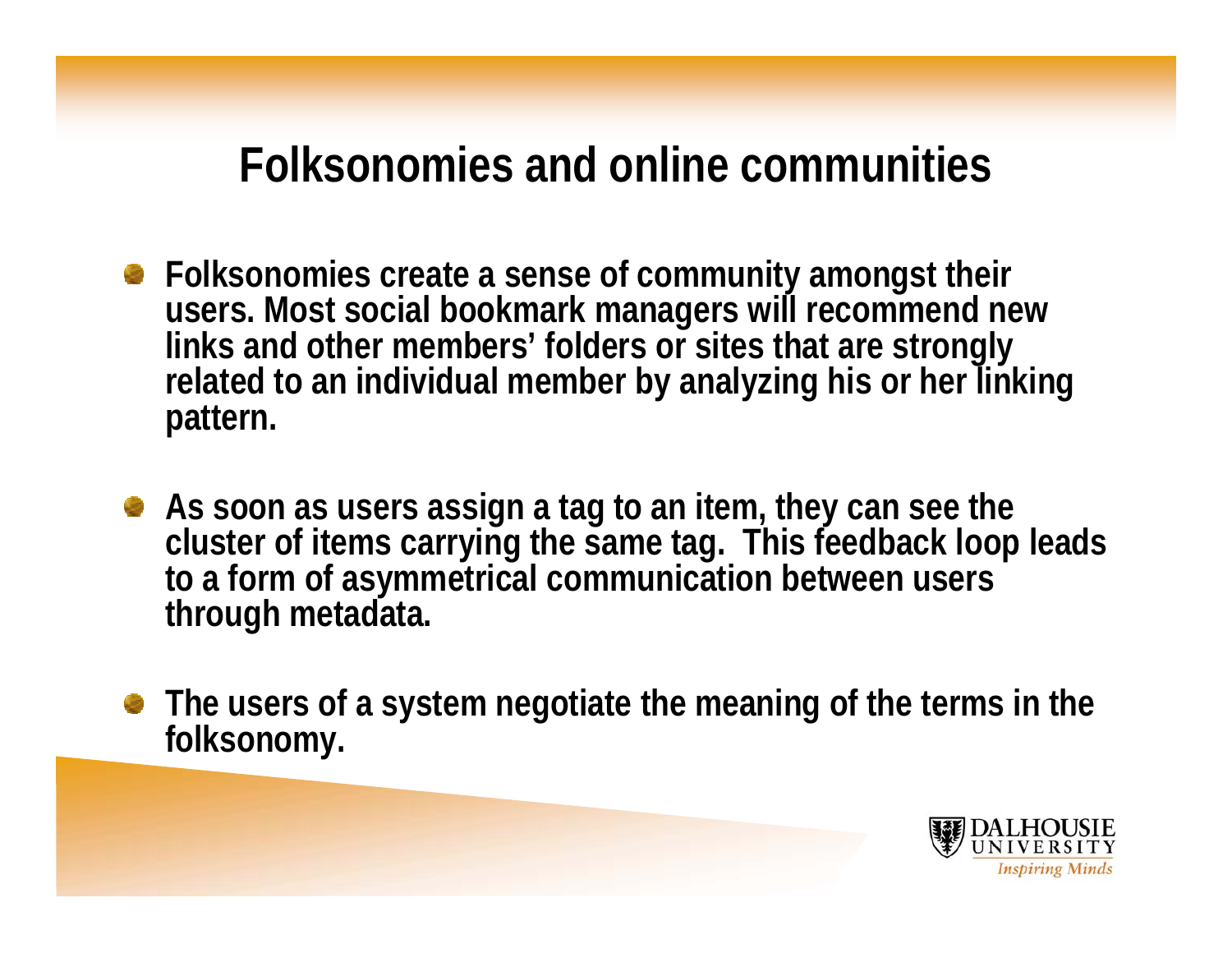# Folksonomies and online communities

- Folksonomies create a sense of community amongst their users. Most social bookmark managers will recommend new links and other members' folders or sites that are strongly related to an individual member by analyzing his or her linking pattern.
- As soon as users assign a tag to an item, they can see the cluster of items carrying the same tag. This feedback loop leads to a form of asymmetrical communication between users through metadata.
- The users of a system negotiate the meaning of the terms in the folksonomy.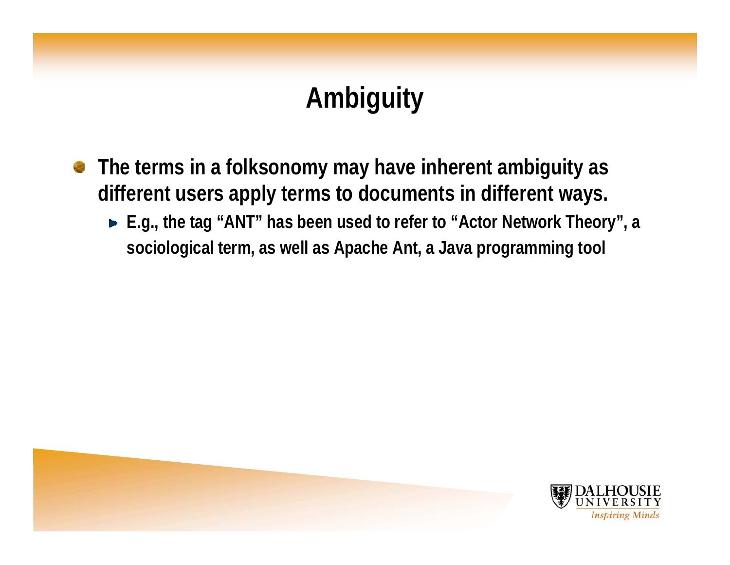# Ambiguity

- The terms in a folksonomy may have inherent ambiguity as different users apply terms to documents in different ways.
  - E.g., the tag "ANT" has been used to refer to "Actor Network Theory", a sociological term, as well as Apache Ant, a Java programming tool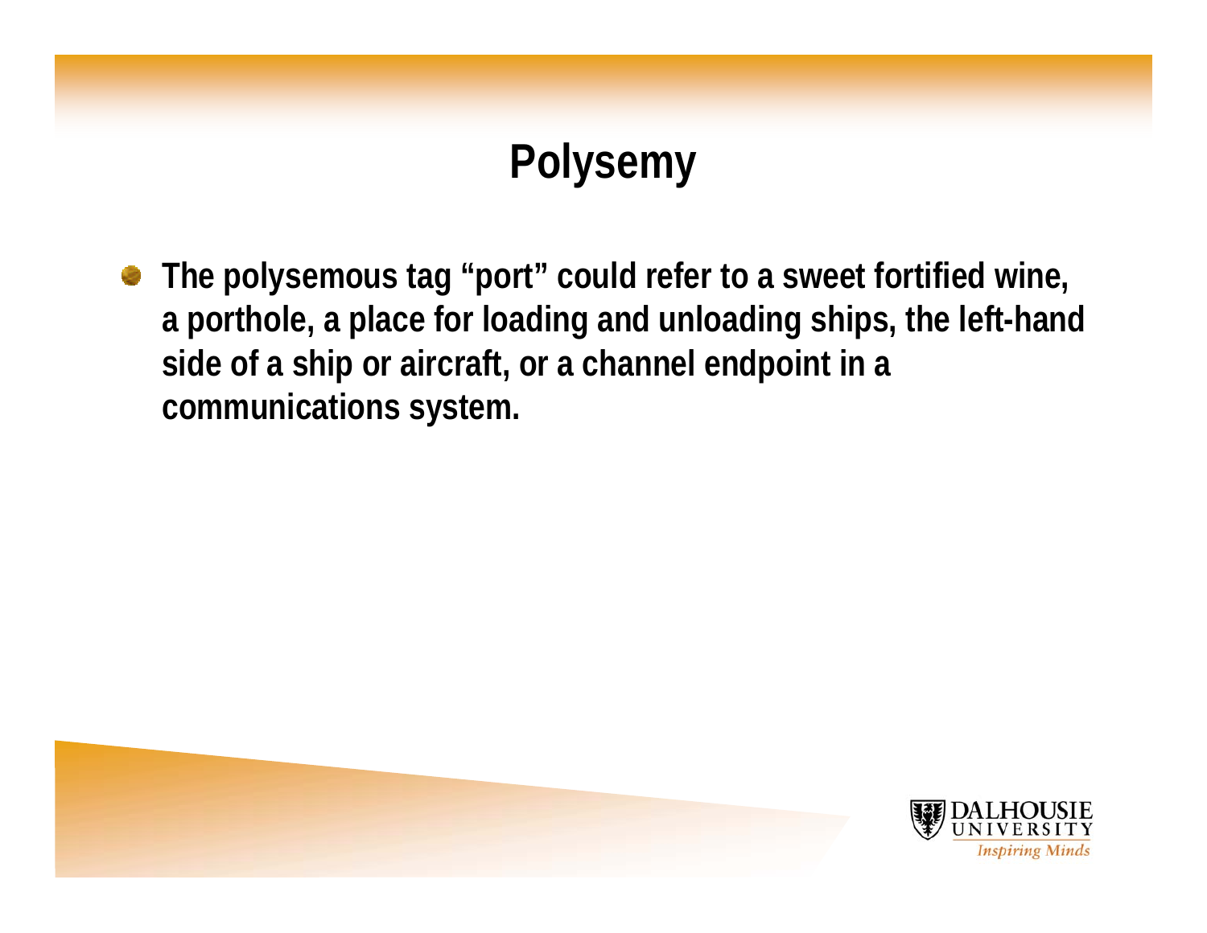# Polysemy

- **The polysemous tag "port" could refer to a sweet fortified wine, a porthole, a place for loading and unloading ships, the left-hand side of a ship or aircraft, or a channel endpoint in a communications system.**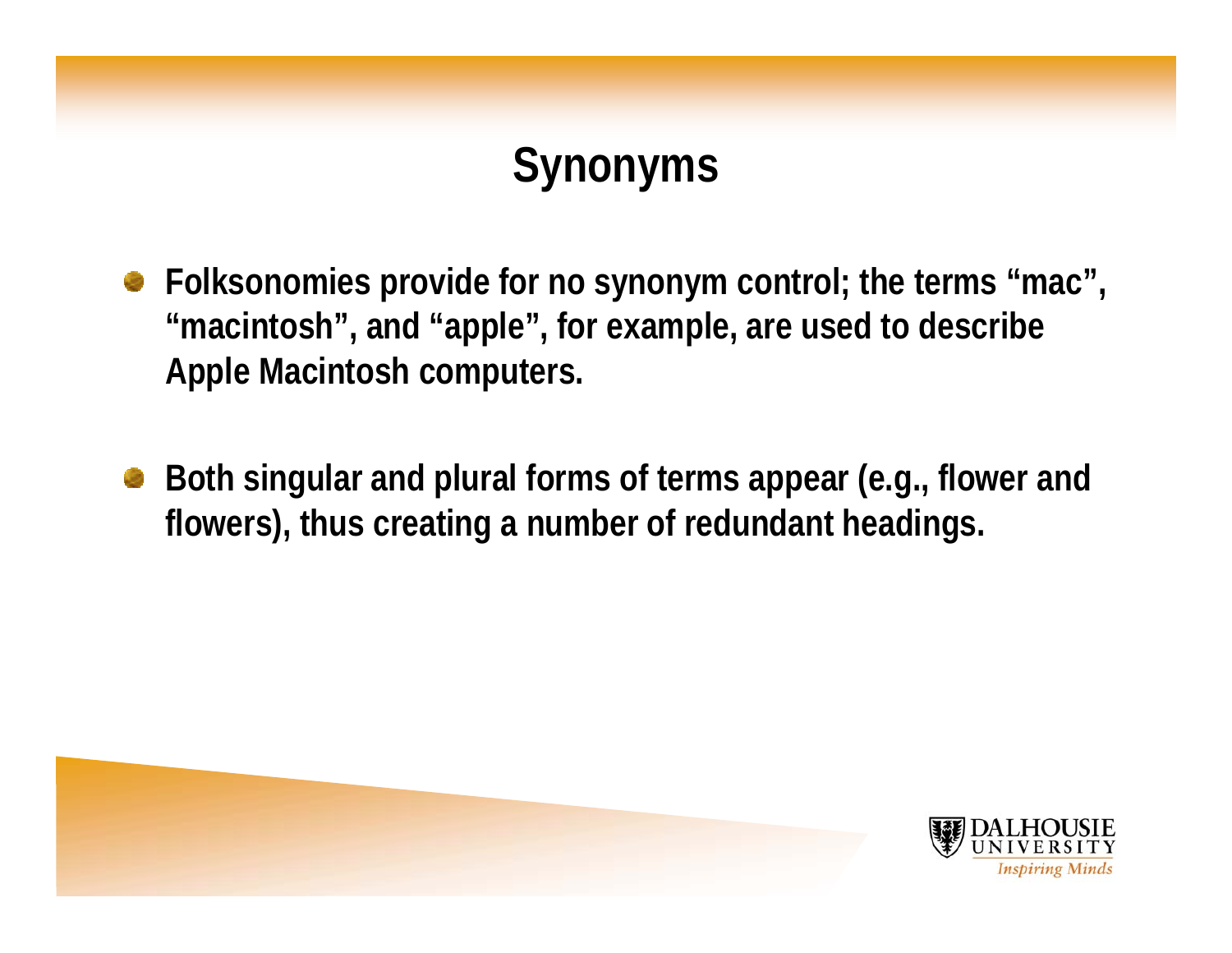# Synonyms

- Folksonomies provide for no synonym control; the terms “mac”, “macintosh”, and “apple”, for example, are used to describe Apple Macintosh computers.
- Both singular and plural forms of terms appear (e.g., flower and flowers), thus creating a number of redundant headings.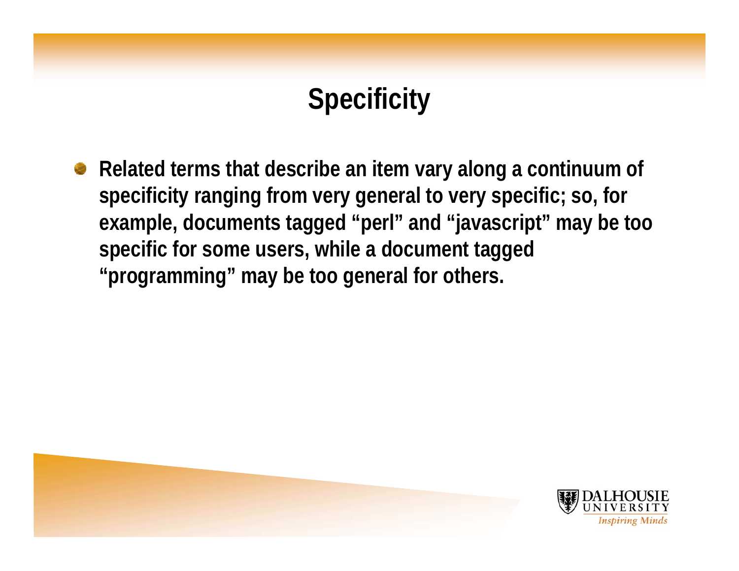# Specificity

- Related terms that describe an item vary along a continuum of specificity ranging from very general to very specific; so, for example, documents tagged “perl” and “javascript” may be too specific for some users, while a document tagged “programming” may be too general for others.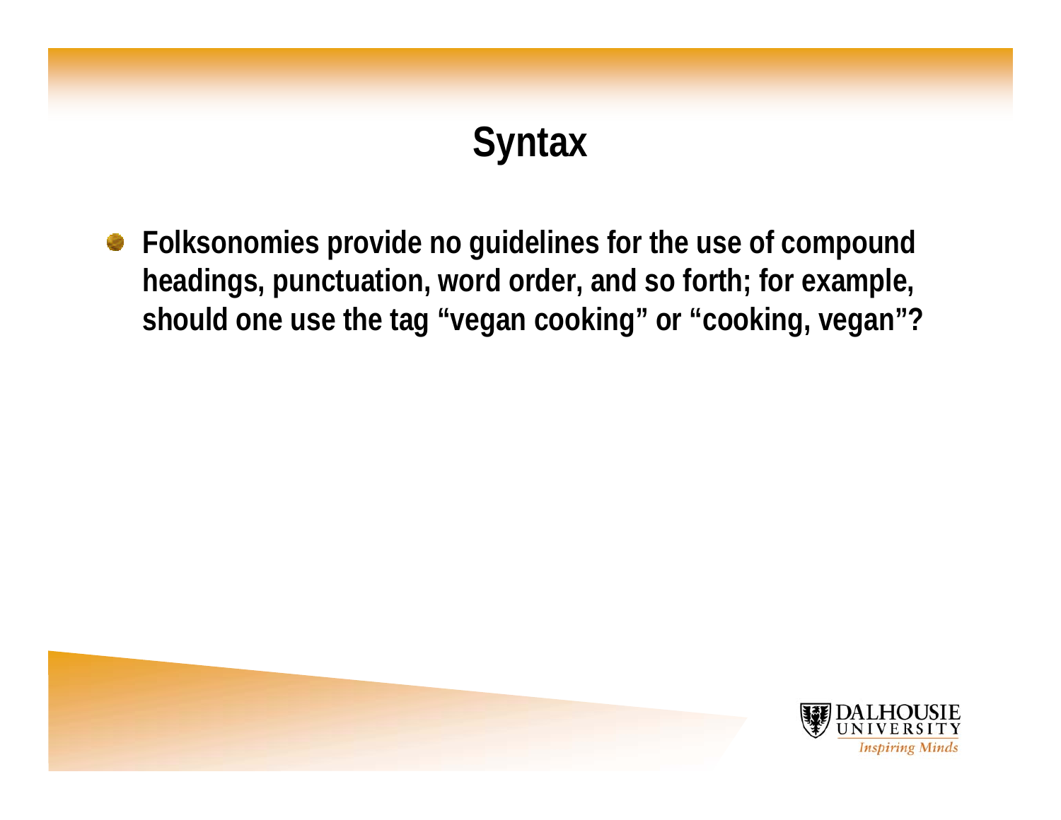# Syntax

- Folksonomies provide no guidelines for the use of compound headings, punctuation, word order, and so forth; for example, should one use the tag "vegan cooking" or "cooking, vegan"?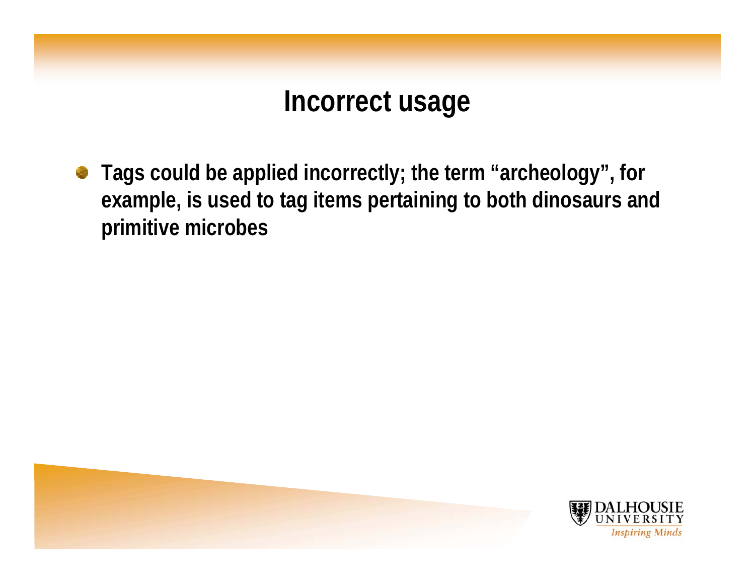# Incorrect usage

- Tags could be applied incorrectly; the term “archeology”, for example, is used to tag items pertaining to both dinosaurs and primitive microbes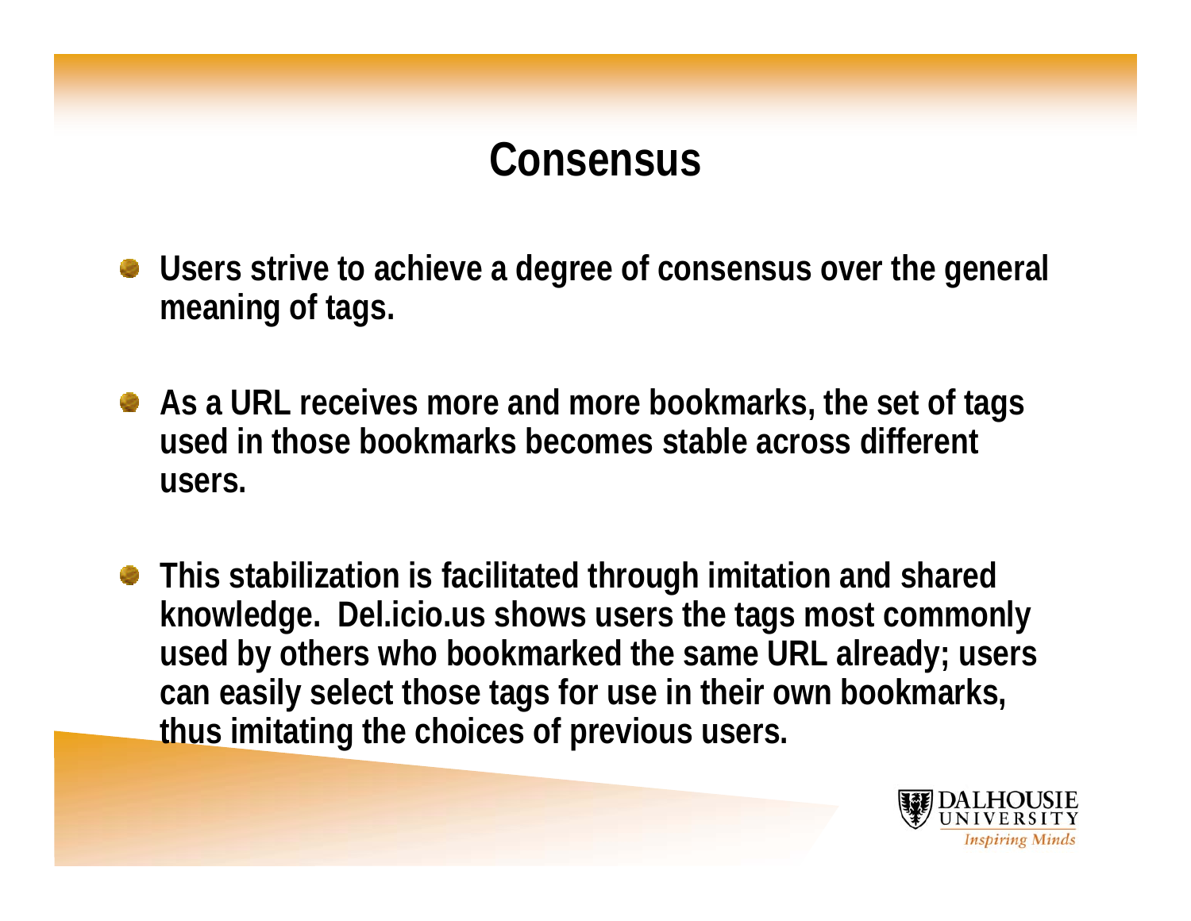# Consensus

- Users strive to achieve a degree of consensus over the general meaning of tags.
- As a URL receives more and more bookmarks, the set of tags used in those bookmarks becomes stable across different users.
- This stabilization is facilitated through imitation and shared knowledge. Del.icio.us shows users the tags most commonly used by others who bookmarked the same URL already; users can easily select those tags for use in their own bookmarks, thus imitating the choices of previous users.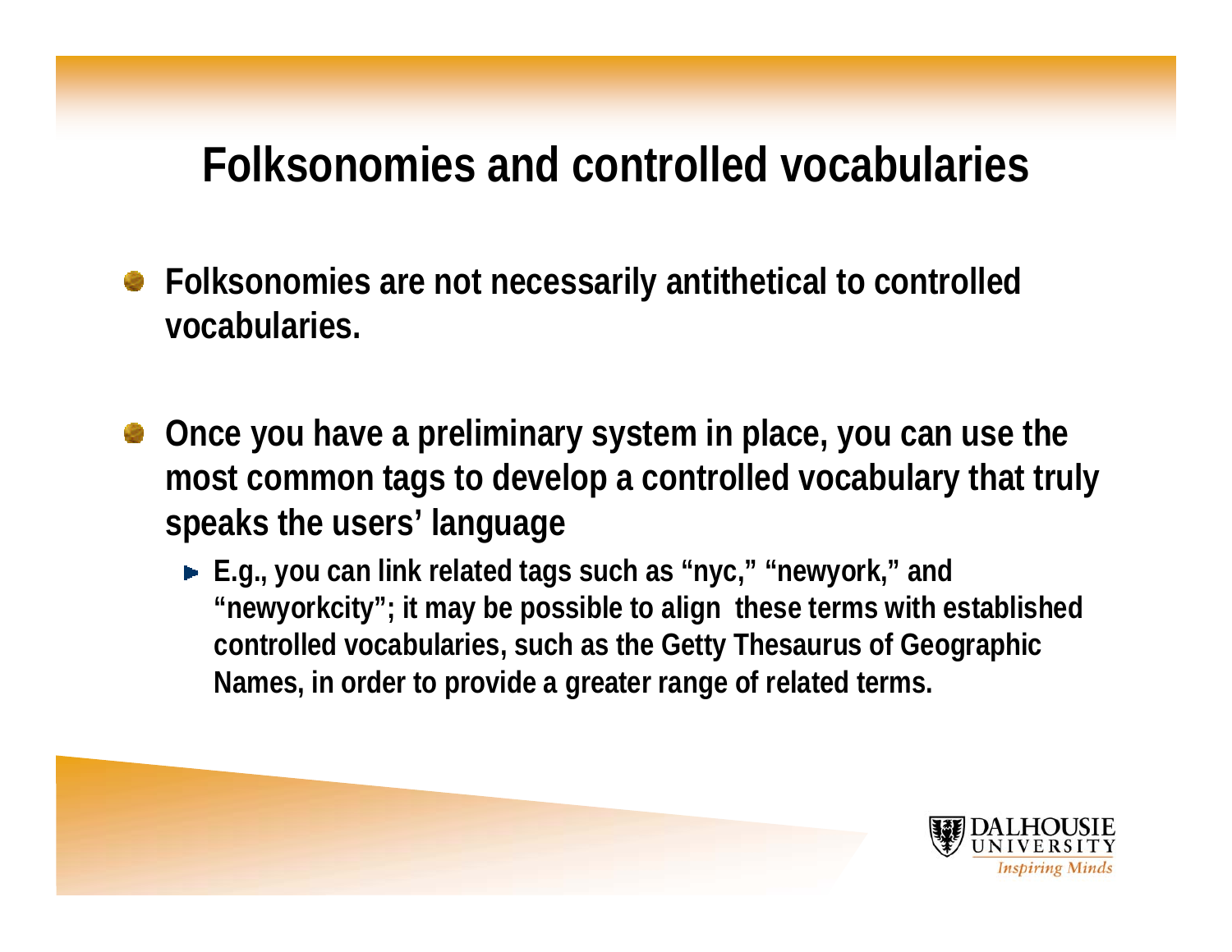# Folksonomies and controlled vocabularies

- Folksonomies are not necessarily antithetical to controlled vocabularies.
- Once you have a preliminary system in place, you can use the most common tags to develop a controlled vocabulary that truly speaks the users' language
  - E.g., you can link related tags such as "nyc," "newyork," and "newyorkcity"; it may be possible to align these terms with established controlled vocabularies, such as the Getty Thesaurus of Geographic Names, in order to provide a greater range of related terms.

DALHOUSIE UNIVERSITY *Inspiring Minds*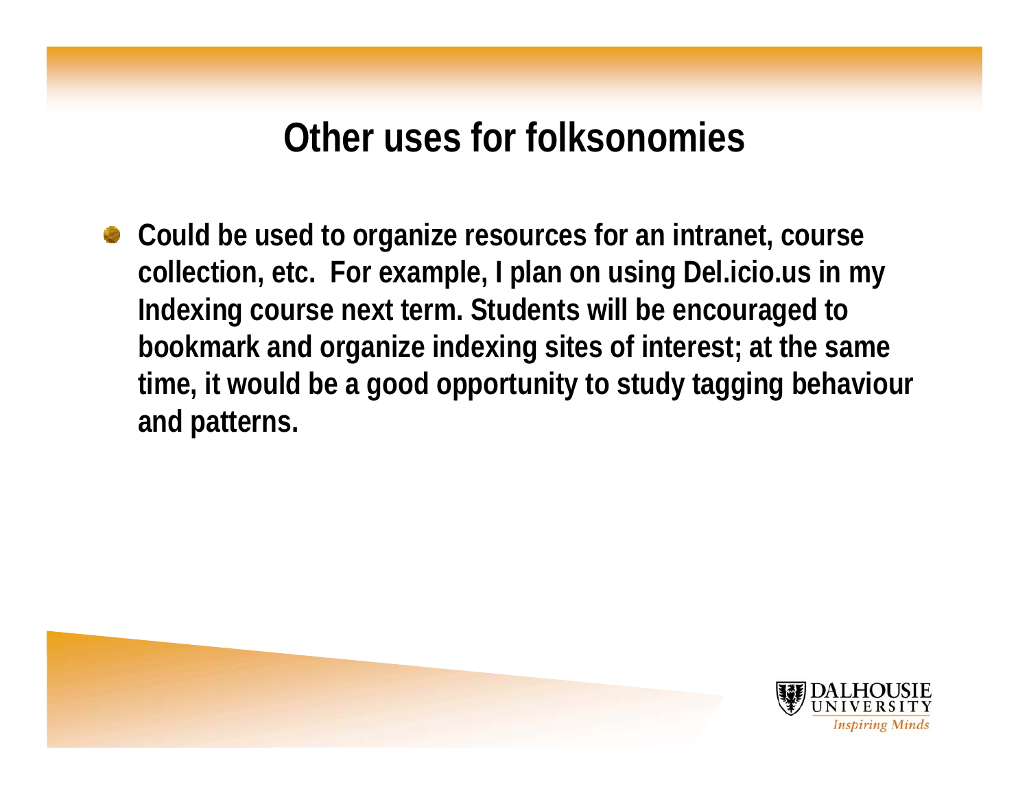# Other uses for folksonomies

- **Could be used to organize resources for an intranet, course collection, etc. For example, I plan on using Del.icio.us in my Indexing course next term. Students will be encouraged to bookmark and organize indexing sites of interest; at the same time, it would be a good opportunity to study tagging behaviour and patterns.**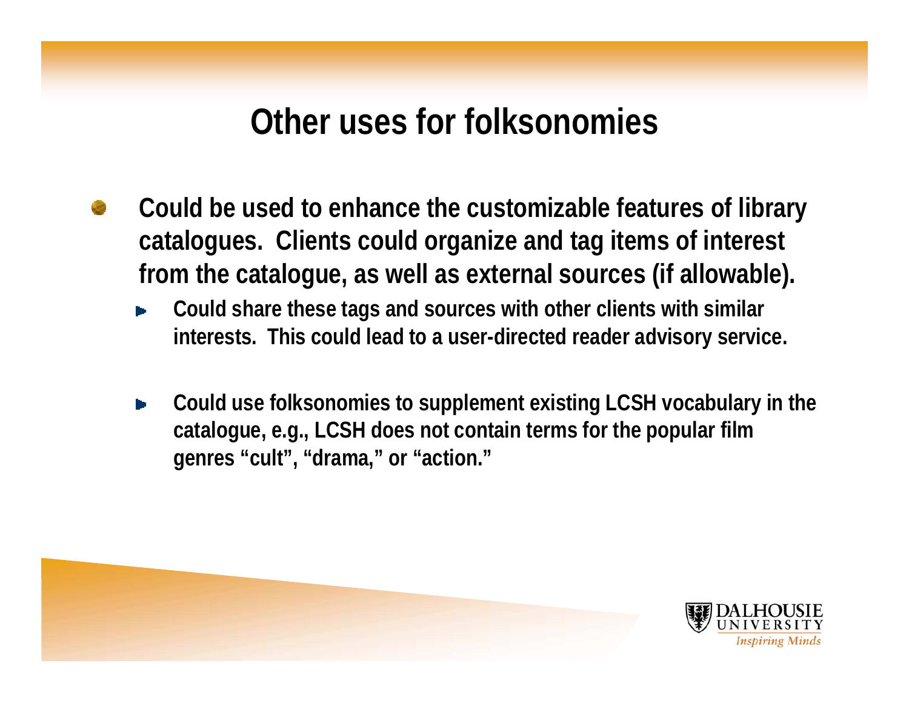# Other uses for folksonomies

- Could be used to enhance the customizable features of library catalogues. Clients could organize and tag items of interest from the catalogue, as well as external sources (if allowable).
  - Could share these tags and sources with other clients with similar interests. This could lead to a user-directed reader advisory service.
  - Could use folksonomies to supplement existing LCSH vocabulary in the catalogue, e.g., LCSH does not contain terms for the popular film genres “cult”, “drama,” or “action.”

DALHOUSIE UNIVERSITY *Inspiring Minds*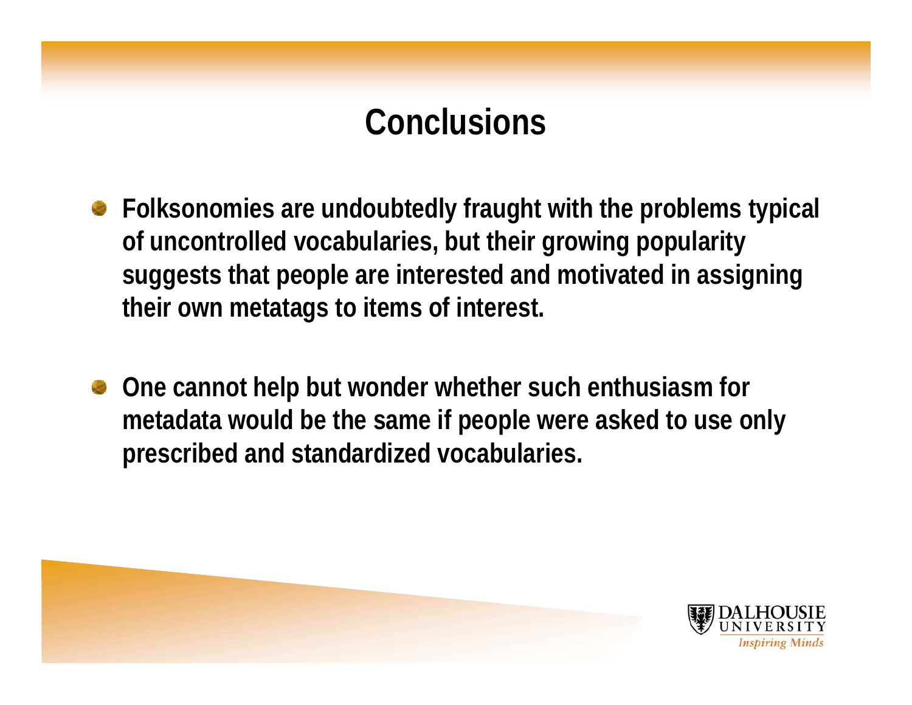# Conclusions

- Folksonomies are undoubtedly fraught with the problems typical of uncontrolled vocabularies, but their growing popularity suggests that people are interested and motivated in assigning their own metatags to items of interest.

- One cannot help but wonder whether such enthusiasm for metadata would be the same if people were asked to use only prescribed and standardized vocabularies.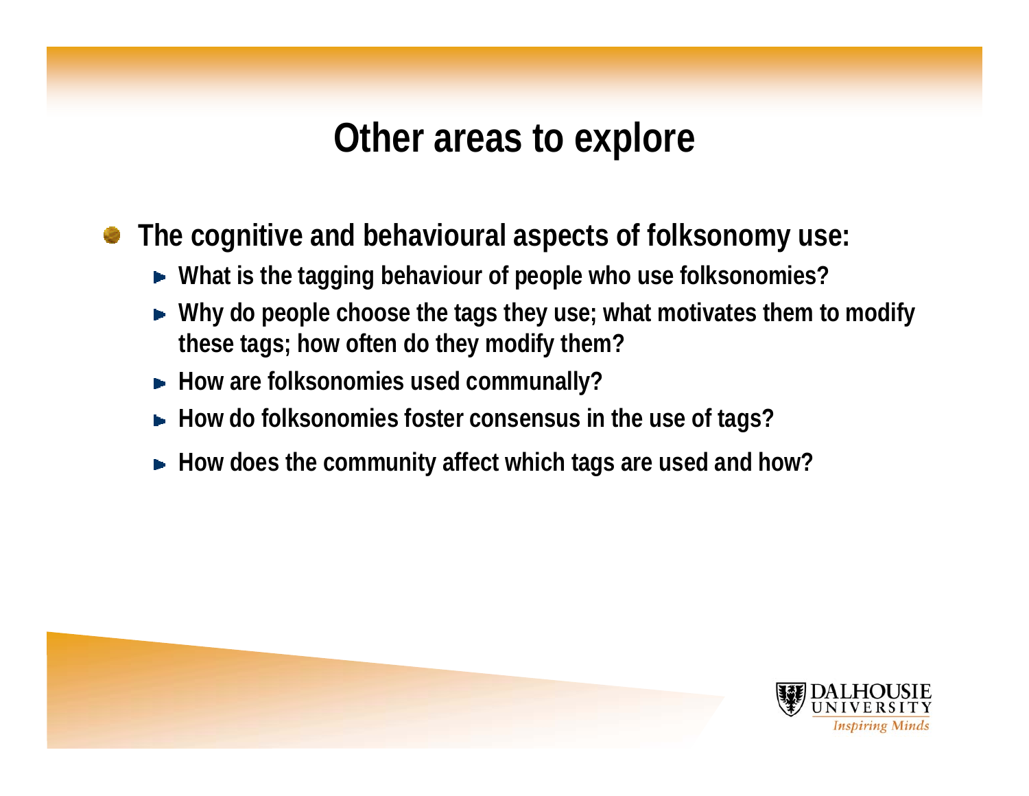# Other areas to explore

- **The cognitive and behavioural aspects of folksonomy use:**
  - **What is the tagging behaviour of people who use folksonomies?**
  - **Why do people choose the tags they use; what motivates them to modify these tags; how often do they modify them?**
  - **How are folksonomies used communally?**
  - **How do folksonomies foster consensus in the use of tags?**
  - **How does the community affect which tags are used and how?**